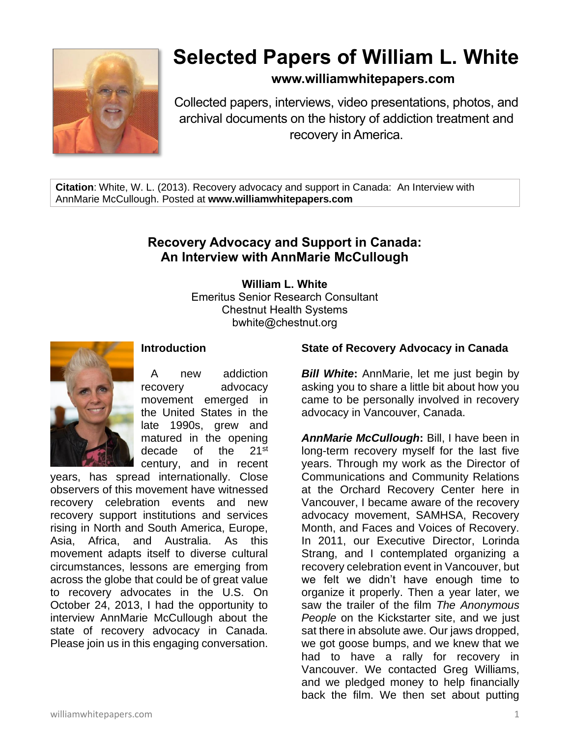# Selected Papers of William L. White

**www.williamwhitepapers.com**

Collected papers, interviews, video presentations, photos, and archival documents on the history of addiction treatment and recovery in America.

**Citation**: White, W. L. (2013). Recovery advocacy and support in Canada: An Interview with AnnMarie McCullough. Posted at **www.williamwhitepapers.com**

## Recovery Advocacy and Support in Canada: An Interview with AnnMarie McCullough

**William L. White**
Emeritus Senior Research Consultant
Chestnut Health Systems
bwhite@chestnut.org

### Introduction

A new addiction recovery advocacy movement emerged in the United States in the late 1990s, grew and matured in the opening decade of the 21st century, and in recent years, has spread internationally. Close observers of this movement have witnessed recovery celebration events and new recovery support institutions and services rising in North and South America, Europe, Asia, Africa, and Australia. As this movement adapts itself to diverse cultural circumstances, lessons are emerging from across the globe that could be of great value to recovery advocates in the U.S. On October 24, 2013, I had the opportunity to interview AnnMarie McCullough about the state of recovery advocacy in Canada. Please join us in this engaging conversation.

### State of Recovery Advocacy in Canada

***Bill White*:** AnnMarie, let me just begin by asking you to share a little bit about how you came to be personally involved in recovery advocacy in Vancouver, Canada.

***AnnMarie McCullough*:** Bill, I have been in long-term recovery myself for the last five years. Through my work as the Director of Communications and Community Relations at the Orchard Recovery Center here in Vancouver, I became aware of the recovery advocacy movement, SAMHSA, Recovery Month, and Faces and Voices of Recovery. In 2011, our Executive Director, Lorinda Strang, and I contemplated organizing a recovery celebration event in Vancouver, but we felt we didn't have enough time to organize it properly. Then a year later, we saw the trailer of the film *The Anonymous People* on the Kickstarter site, and we just sat there in absolute awe. Our jaws dropped, we got goose bumps, and we knew that we had to have a rally for recovery in Vancouver. We contacted Greg Williams, and we pledged money to help financially back the film. We then set about putting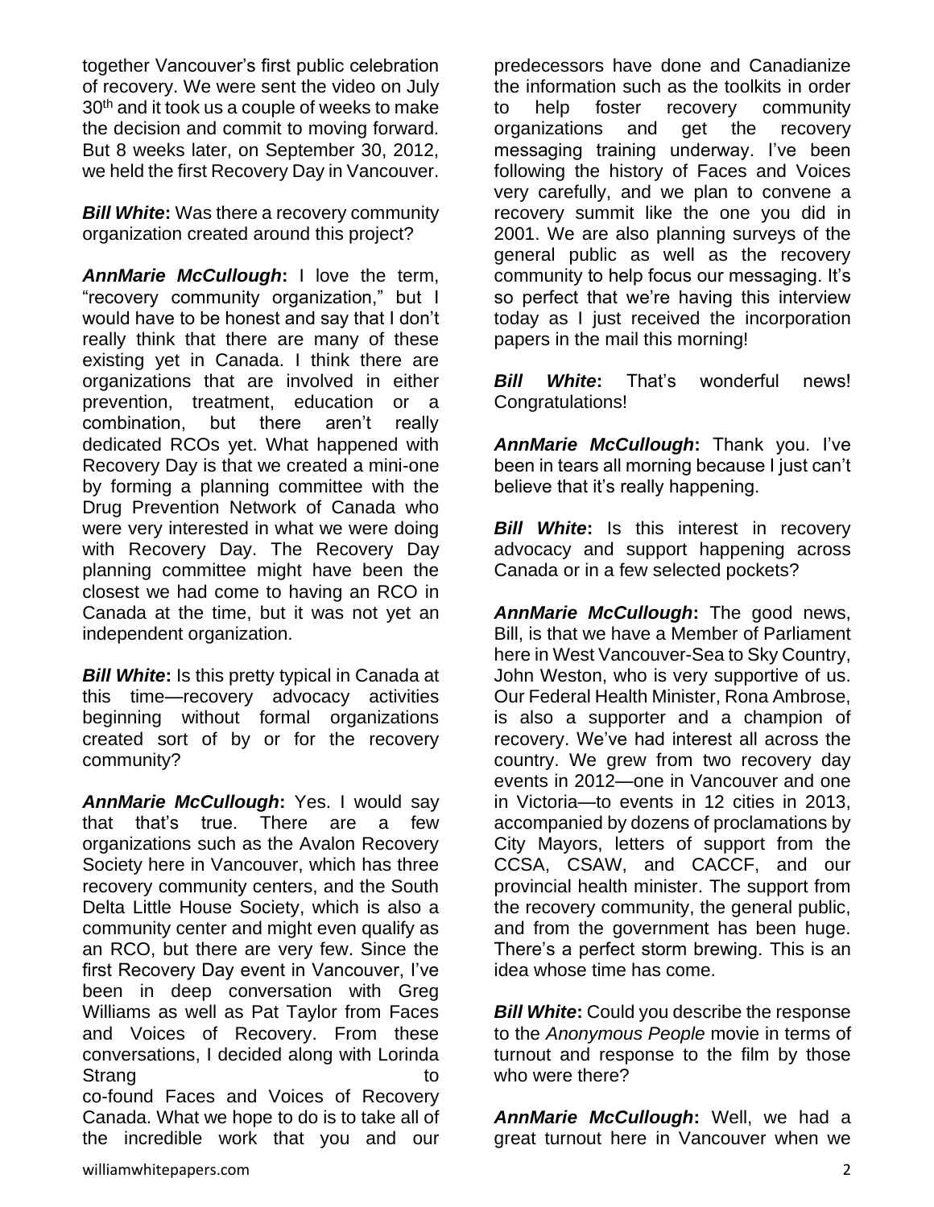together Vancouver's first public celebration of recovery. We were sent the video on July 30th and it took us a couple of weeks to make the decision and commit to moving forward. But 8 weeks later, on September 30, 2012, we held the first Recovery Day in Vancouver.

***Bill White*:** Was there a recovery community organization created around this project?

***AnnMarie McCullough*:** I love the term, "recovery community organization," but I would have to be honest and say that I don't really think that there are many of these existing yet in Canada. I think there are organizations that are involved in either prevention, treatment, education or a combination, but there aren't really dedicated RCOs yet. What happened with Recovery Day is that we created a mini-one by forming a planning committee with the Drug Prevention Network of Canada who were very interested in what we were doing with Recovery Day. The Recovery Day planning committee might have been the closest we had come to having an RCO in Canada at the time, but it was not yet an independent organization.

***Bill White*:** Is this pretty typical in Canada at this time—recovery advocacy activities beginning without formal organizations created sort of by or for the recovery community?

***AnnMarie McCullough*:** Yes. I would say that that's true. There are a few organizations such as the Avalon Recovery Society here in Vancouver, which has three recovery community centers, and the South Delta Little House Society, which is also a community center and might even qualify as an RCO, but there are very few. Since the first Recovery Day event in Vancouver, I've been in deep conversation with Greg Williams as well as Pat Taylor from Faces and Voices of Recovery. From these conversations, I decided along with Lorinda Strang to co-found Faces and Voices of Recovery Canada. What we hope to do is to take all of the incredible work that you and our predecessors have done and Canadianize the information such as the toolkits in order to help foster recovery community organizations and get the recovery messaging training underway. I've been following the history of Faces and Voices very carefully, and we plan to convene a recovery summit like the one you did in 2001. We are also planning surveys of the general public as well as the recovery community to help focus our messaging. It's so perfect that we're having this interview today as I just received the incorporation papers in the mail this morning!

***Bill White*:** That's wonderful news! Congratulations!

***AnnMarie McCullough*:** Thank you. I've been in tears all morning because I just can't believe that it's really happening.

***Bill White*:** Is this interest in recovery advocacy and support happening across Canada or in a few selected pockets?

***AnnMarie McCullough*:** The good news, Bill, is that we have a Member of Parliament here in West Vancouver-Sea to Sky Country, John Weston, who is very supportive of us. Our Federal Health Minister, Rona Ambrose, is also a supporter and a champion of recovery. We've had interest all across the country. We grew from two recovery day events in 2012—one in Vancouver and one in Victoria—to events in 12 cities in 2013, accompanied by dozens of proclamations by City Mayors, letters of support from the CCSA, CSAW, and CACCF, and our provincial health minister. The support from the recovery community, the general public, and from the government has been huge. There's a perfect storm brewing. This is an idea whose time has come.

***Bill White*:** Could you describe the response to the *Anonymous People* movie in terms of turnout and response to the film by those who were there?

***AnnMarie McCullough*:** Well, we had a great turnout here in Vancouver when we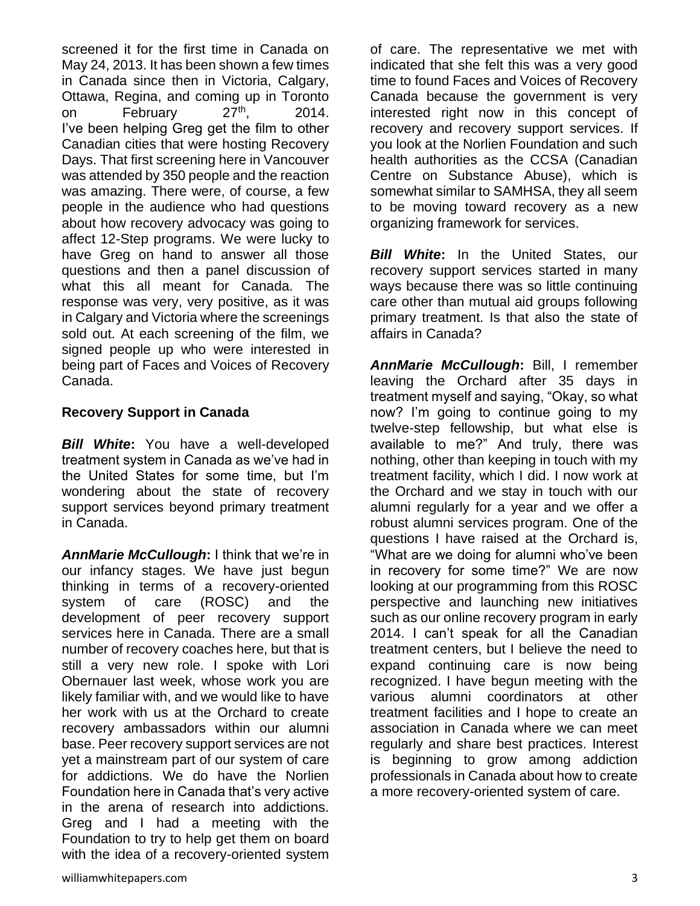screened it for the first time in Canada on May 24, 2013. It has been shown a few times in Canada since then in Victoria, Calgary, Ottawa, Regina, and coming up in Toronto on February 27th, 2014. I've been helping Greg get the film to other Canadian cities that were hosting Recovery Days. That first screening here in Vancouver was attended by 350 people and the reaction was amazing. There were, of course, a few people in the audience who had questions about how recovery advocacy was going to affect 12-Step programs. We were lucky to have Greg on hand to answer all those questions and then a panel discussion of what this all meant for Canada. The response was very, very positive, as it was in Calgary and Victoria where the screenings sold out. At each screening of the film, we signed people up who were interested in being part of Faces and Voices of Recovery Canada.

**Recovery Support in Canada**

***Bill White*:** You have a well-developed treatment system in Canada as we've had in the United States for some time, but I'm wondering about the state of recovery support services beyond primary treatment in Canada.

***AnnMarie McCullough*:** I think that we're in our infancy stages. We have just begun thinking in terms of a recovery-oriented system of care (ROSC) and the development of peer recovery support services here in Canada. There are a small number of recovery coaches here, but that is still a very new role. I spoke with Lori Obernauer last week, whose work you are likely familiar with, and we would like to have her work with us at the Orchard to create recovery ambassadors within our alumni base. Peer recovery support services are not yet a mainstream part of our system of care for addictions. We do have the Norlien Foundation here in Canada that's very active in the arena of research into addictions. Greg and I had a meeting with the Foundation to try to help get them on board with the idea of a recovery-oriented system of care. The representative we met with indicated that she felt this was a very good time to found Faces and Voices of Recovery Canada because the government is very interested right now in this concept of recovery and recovery support services. If you look at the Norlien Foundation and such health authorities as the CCSA (Canadian Centre on Substance Abuse), which is somewhat similar to SAMHSA, they all seem to be moving toward recovery as a new organizing framework for services.

***Bill White*:** In the United States, our recovery support services started in many ways because there was so little continuing care other than mutual aid groups following primary treatment. Is that also the state of affairs in Canada?

***AnnMarie McCullough*:** Bill, I remember leaving the Orchard after 35 days in treatment myself and saying, "Okay, so what now? I'm going to continue going to my twelve-step fellowship, but what else is available to me?" And truly, there was nothing, other than keeping in touch with my treatment facility, which I did. I now work at the Orchard and we stay in touch with our alumni regularly for a year and we offer a robust alumni services program. One of the questions I have raised at the Orchard is, "What are we doing for alumni who've been in recovery for some time?" We are now looking at our programming from this ROSC perspective and launching new initiatives such as our online recovery program in early 2014. I can't speak for all the Canadian treatment centers, but I believe the need to expand continuing care is now being recognized. I have begun meeting with the various alumni coordinators at other treatment facilities and I hope to create an association in Canada where we can meet regularly and share best practices. Interest is beginning to grow among addiction professionals in Canada about how to create a more recovery-oriented system of care.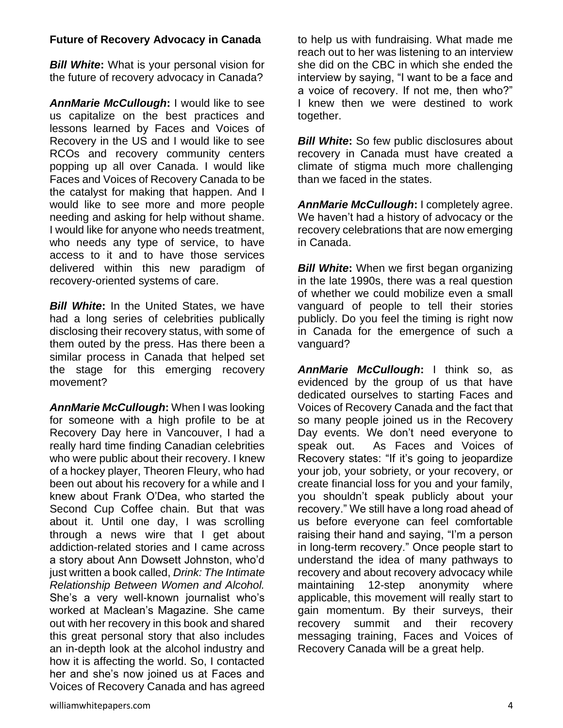### Future of Recovery Advocacy in Canada

***Bill White*:** What is your personal vision for the future of recovery advocacy in Canada?

***AnnMarie McCullough*:** I would like to see us capitalize on the best practices and lessons learned by Faces and Voices of Recovery in the US and I would like to see RCOs and recovery community centers popping up all over Canada. I would like Faces and Voices of Recovery Canada to be the catalyst for making that happen. And I would like to see more and more people needing and asking for help without shame. I would like for anyone who needs treatment, who needs any type of service, to have access to it and to have those services delivered within this new paradigm of recovery-oriented systems of care.

***Bill White*:** In the United States, we have had a long series of celebrities publically disclosing their recovery status, with some of them outed by the press. Has there been a similar process in Canada that helped set the stage for this emerging recovery movement?

***AnnMarie McCullough*:** When I was looking for someone with a high profile to be at Recovery Day here in Vancouver, I had a really hard time finding Canadian celebrities who were public about their recovery. I knew of a hockey player, Theoren Fleury, who had been out about his recovery for a while and I knew about Frank O'Dea, who started the Second Cup Coffee chain. But that was about it. Until one day, I was scrolling through a news wire that I get about addiction-related stories and I came across a story about Ann Dowsett Johnston, who'd just written a book called, *Drink: The Intimate Relationship Between Women and Alcohol.* She's a very well-known journalist who's worked at Maclean's Magazine. She came out with her recovery in this book and shared this great personal story that also includes an in-depth look at the alcohol industry and how it is affecting the world. So, I contacted her and she's now joined us at Faces and Voices of Recovery Canada and has agreed to help us with fundraising. What made me reach out to her was listening to an interview she did on the CBC in which she ended the interview by saying, "I want to be a face and a voice of recovery. If not me, then who?" I knew then we were destined to work together.

***Bill White*:** So few public disclosures about recovery in Canada must have created a climate of stigma much more challenging than we faced in the states.

***AnnMarie McCullough*:** I completely agree. We haven't had a history of advocacy or the recovery celebrations that are now emerging in Canada.

***Bill White*:** When we first began organizing in the late 1990s, there was a real question of whether we could mobilize even a small vanguard of people to tell their stories publicly. Do you feel the timing is right now in Canada for the emergence of such a vanguard?

***AnnMarie McCullough*:** I think so, as evidenced by the group of us that have dedicated ourselves to starting Faces and Voices of Recovery Canada and the fact that so many people joined us in the Recovery Day events. We don't need everyone to speak out. As Faces and Voices of Recovery states: "If it's going to jeopardize your job, your sobriety, or your recovery, or create financial loss for you and your family, you shouldn't speak publicly about your recovery." We still have a long road ahead of us before everyone can feel comfortable raising their hand and saying, "I'm a person in long-term recovery." Once people start to understand the idea of many pathways to recovery and about recovery advocacy while maintaining 12-step anonymity where applicable, this movement will really start to gain momentum. By their surveys, their recovery summit and their recovery messaging training, Faces and Voices of Recovery Canada will be a great help.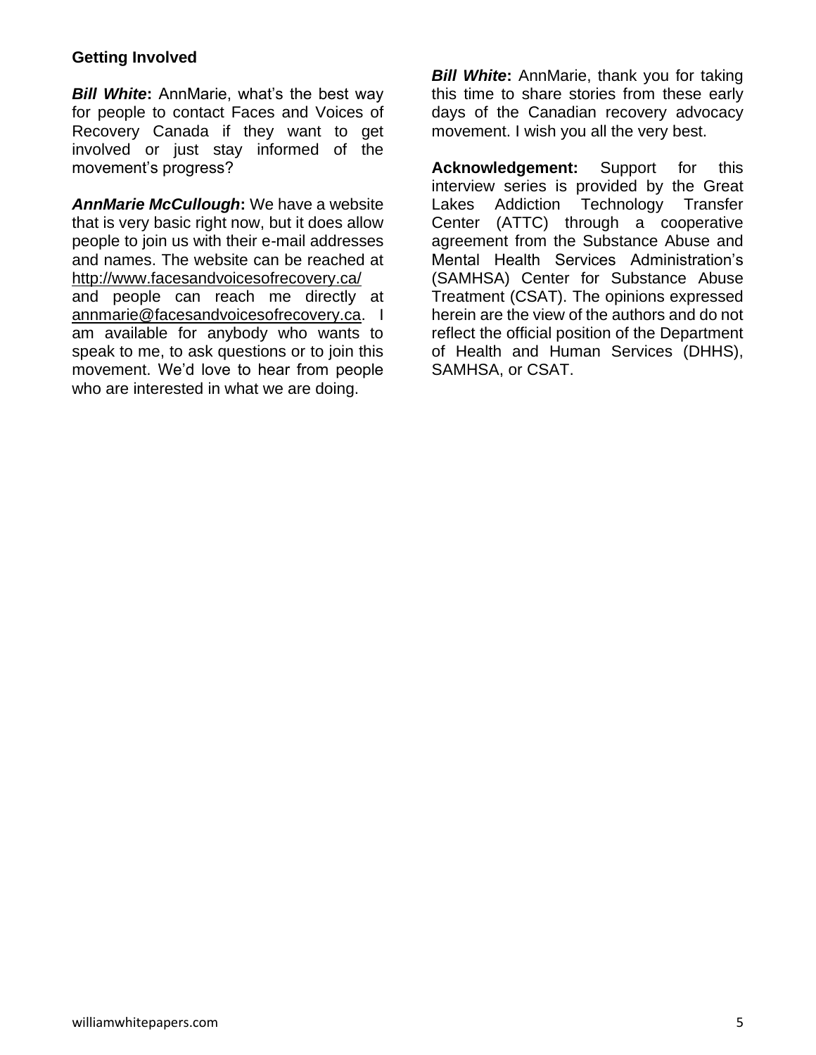### Getting Involved

***Bill White*:** AnnMarie, what's the best way for people to contact Faces and Voices of Recovery Canada if they want to get involved or just stay informed of the movement's progress?

***AnnMarie McCullough*:** We have a website that is very basic right now, but it does allow people to join us with their e-mail addresses and names. The website can be reached at http://www.facesandvoicesofrecovery.ca/ and people can reach me directly at annmarie@facesandvoicesofrecovery.ca. I am available for anybody who wants to speak to me, to ask questions or to join this movement. We'd love to hear from people who are interested in what we are doing.

***Bill White*:** AnnMarie, thank you for taking this time to share stories from these early days of the Canadian recovery advocacy movement. I wish you all the very best.

**Acknowledgement:** Support for this interview series is provided by the Great Lakes Addiction Technology Transfer Center (ATTC) through a cooperative agreement from the Substance Abuse and Mental Health Services Administration's (SAMHSA) Center for Substance Abuse Treatment (CSAT). The opinions expressed herein are the view of the authors and do not reflect the official position of the Department of Health and Human Services (DHHS), SAMHSA, or CSAT.